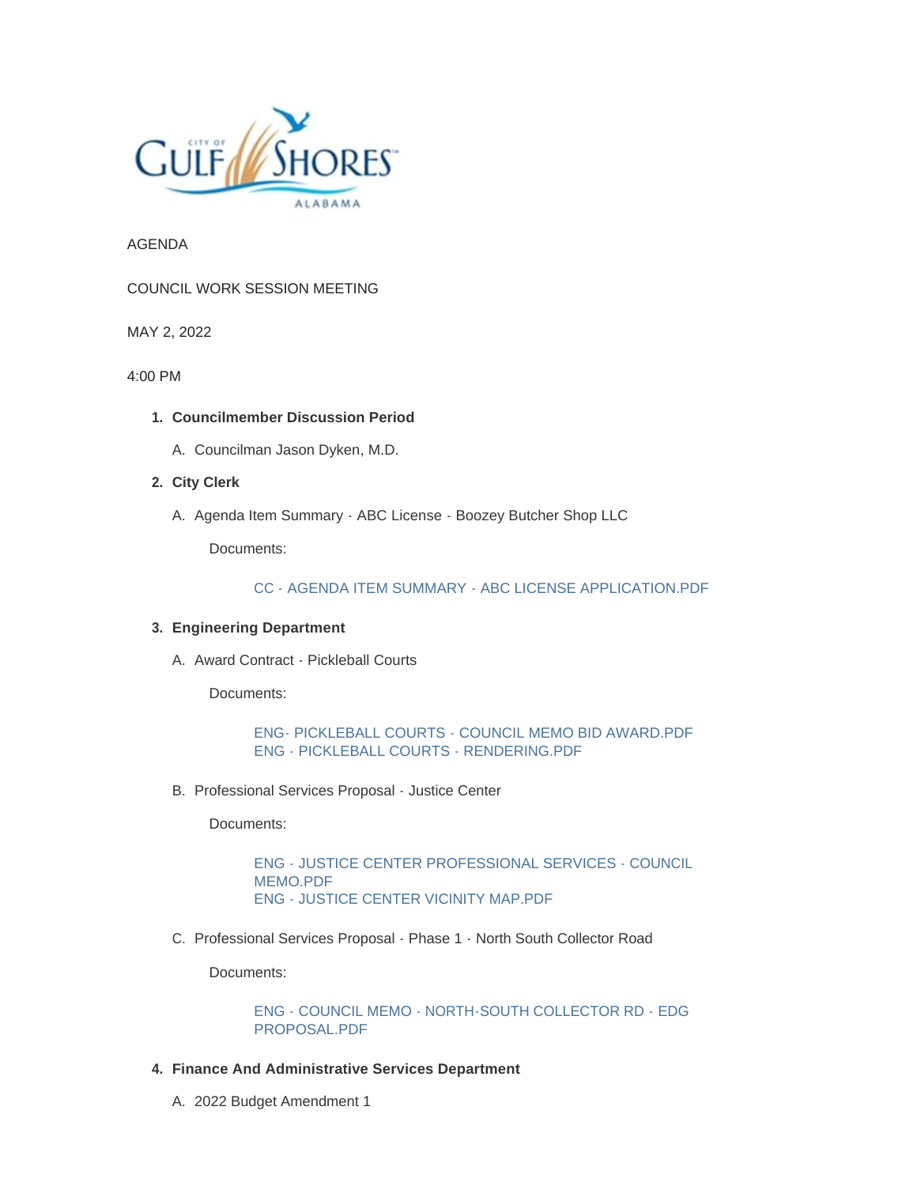AGENDA

COUNCIL WORK SESSION MEETING

MAY 2, 2022

4:00 PM

1. **Councilmember Discussion Period**

   A. Councilman Jason Dyken, M.D.

2. **City Clerk**

   A. Agenda Item Summary - ABC License - Boozey Butcher Shop LLC

      Documents:

      CC - AGENDA ITEM SUMMARY - ABC LICENSE APPLICATION.PDF

3. **Engineering Department**

   A. Award Contract - Pickleball Courts

      Documents:

      ENG- PICKLEBALL COURTS - COUNCIL MEMO BID AWARD.PDF
      ENG - PICKLEBALL COURTS - RENDERING.PDF

   B. Professional Services Proposal - Justice Center

      Documents:

      ENG - JUSTICE CENTER PROFESSIONAL SERVICES - COUNCIL MEMO.PDF
      ENG - JUSTICE CENTER VICINITY MAP.PDF

   C. Professional Services Proposal - Phase 1 - North South Collector Road

      Documents:

      ENG - COUNCIL MEMO - NORTH-SOUTH COLLECTOR RD - EDG PROPOSAL.PDF

4. **Finance And Administrative Services Department**

   A. 2022 Budget Amendment 1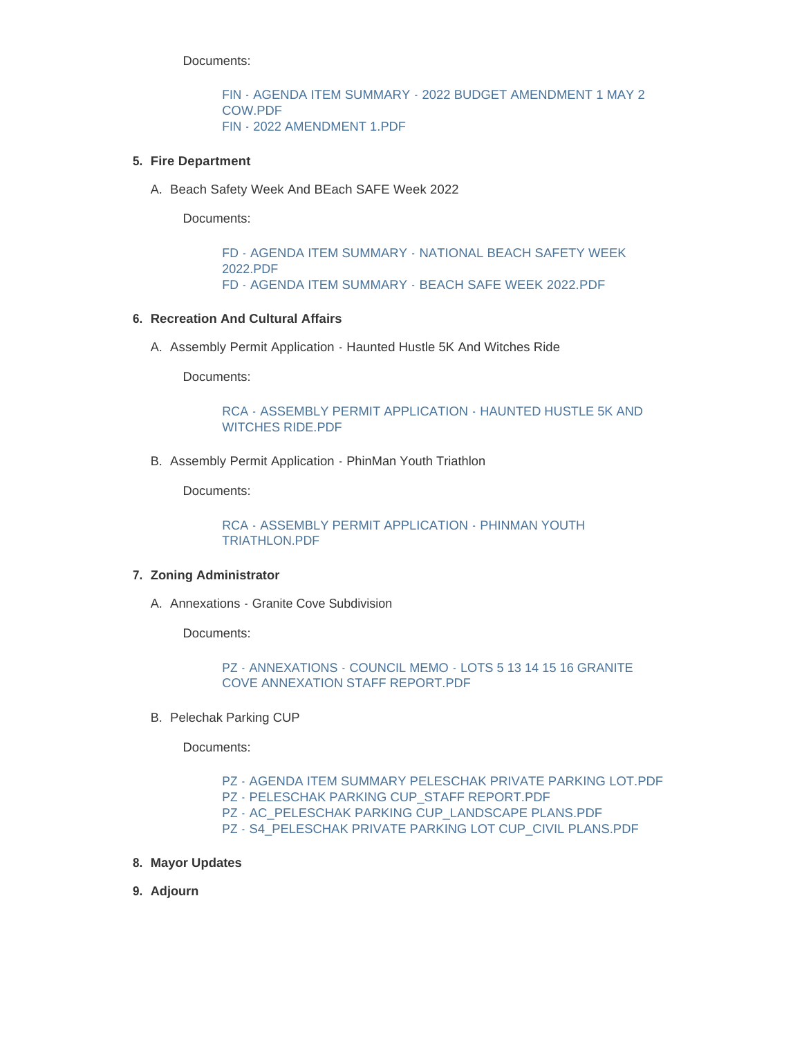Documents:

FIN - AGENDA ITEM SUMMARY - 2022 BUDGET AMENDMENT 1 MAY 2 COW.PDF
FIN - 2022 AMENDMENT 1.PDF

5. **Fire Department**

   A. Beach Safety Week And BEach SAFE Week 2022

      Documents:

      FD - AGENDA ITEM SUMMARY - NATIONAL BEACH SAFETY WEEK 2022.PDF
      FD - AGENDA ITEM SUMMARY - BEACH SAFE WEEK 2022.PDF

6. **Recreation And Cultural Affairs**

   A. Assembly Permit Application - Haunted Hustle 5K And Witches Ride

      Documents:

      RCA - ASSEMBLY PERMIT APPLICATION - HAUNTED HUSTLE 5K AND WITCHES RIDE.PDF

   B. Assembly Permit Application - PhinMan Youth Triathlon

      Documents:

      RCA - ASSEMBLY PERMIT APPLICATION - PHINMAN YOUTH TRIATHLON.PDF

7. **Zoning Administrator**

   A. Annexations - Granite Cove Subdivision

      Documents:

      PZ - ANNEXATIONS - COUNCIL MEMO - LOTS 5 13 14 15 16 GRANITE COVE ANNEXATION STAFF REPORT.PDF

   B. Pelechak Parking CUP

      Documents:

      PZ - AGENDA ITEM SUMMARY PELESCHAK PRIVATE PARKING LOT.PDF
      PZ - PELESCHAK PARKING CUP_STAFF REPORT.PDF
      PZ - AC_PELESCHAK PARKING CUP_LANDSCAPE PLANS.PDF
      PZ - S4_PELESCHAK PRIVATE PARKING LOT CUP_CIVIL PLANS.PDF

8. **Mayor Updates**

9. **Adjourn**